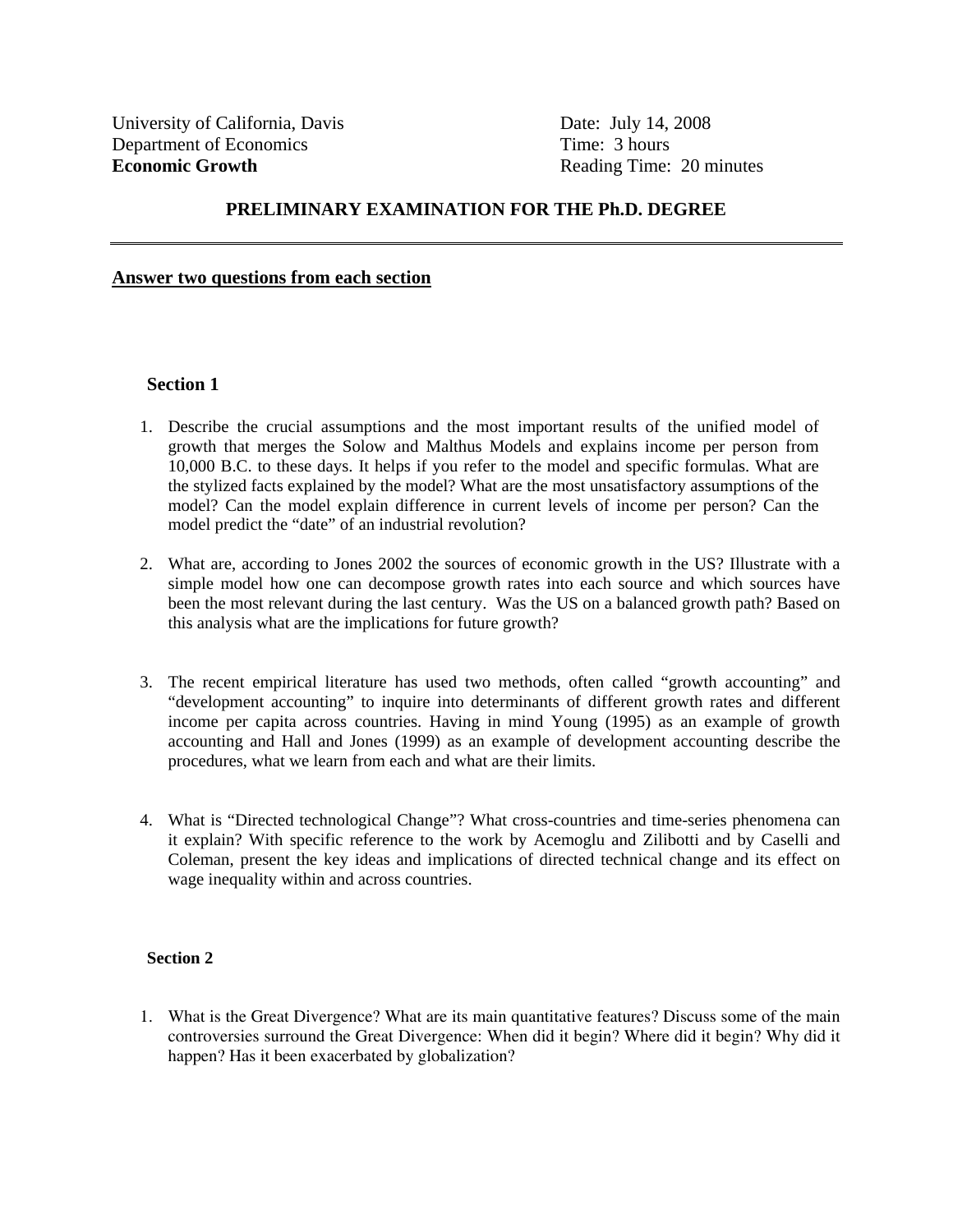University of California, Davis
Department of Economics
**Economic Growth**

Date: July 14, 2008
Time: 3 hours
Reading Time: 20 minutes

## PRELIMINARY EXAMINATION FOR THE Ph.D. DEGREE

---

**Answer two questions from each section**

### Section 1

1. Describe the crucial assumptions and the most important results of the unified model of growth that merges the Solow and Malthus Models and explains income per person from 10,000 B.C. to these days. It helps if you refer to the model and specific formulas. What are the stylized facts explained by the model? What are the most unsatisfactory assumptions of the model? Can the model explain difference in current levels of income per person? Can the model predict the "date" of an industrial revolution?

2. What are, according to Jones 2002 the sources of economic growth in the US? Illustrate with a simple model how one can decompose growth rates into each source and which sources have been the most relevant during the last century. Was the US on a balanced growth path? Based on this analysis what are the implications for future growth?

3. The recent empirical literature has used two methods, often called "growth accounting" and "development accounting" to inquire into determinants of different growth rates and different income per capita across countries. Having in mind Young (1995) as an example of growth accounting and Hall and Jones (1999) as an example of development accounting describe the procedures, what we learn from each and what are their limits.

4. What is "Directed technological Change"? What cross-countries and time-series phenomena can it explain? With specific reference to the work by Acemoglu and Zilibotti and by Caselli and Coleman, present the key ideas and implications of directed technical change and its effect on wage inequality within and across countries.

### Section 2

1. What is the Great Divergence? What are its main quantitative features? Discuss some of the main controversies surround the Great Divergence: When did it begin? Where did it begin? Why did it happen? Has it been exacerbated by globalization?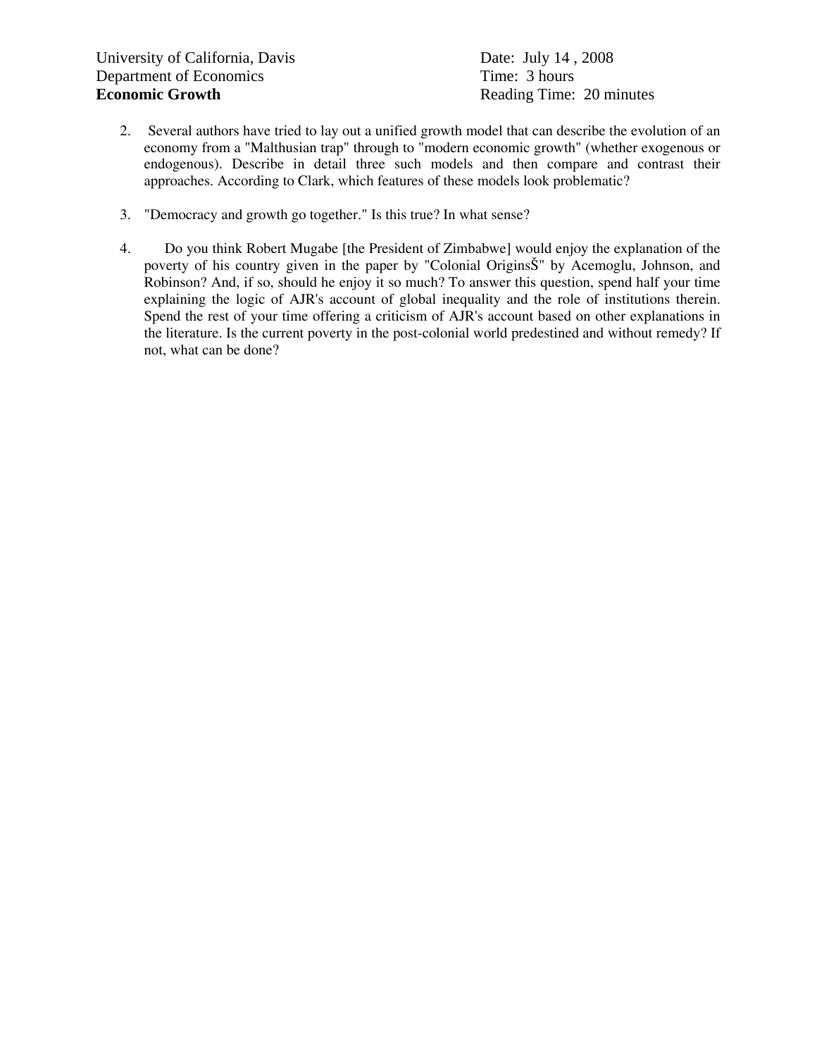University of California, Davis
Department of Economics
**Economic Growth**

Date: July 14 , 2008
Time: 3 hours
Reading Time: 20 minutes

2. Several authors have tried to lay out a unified growth model that can describe the evolution of an economy from a "Malthusian trap" through to "modern economic growth" (whether exogenous or endogenous). Describe in detail three such models and then compare and contrast their approaches. According to Clark, which features of these models look problematic?

3. "Democracy and growth go together." Is this true? In what sense?

4. Do you think Robert Mugabe [the President of Zimbabwe] would enjoy the explanation of the poverty of his country given in the paper by "Colonial OriginsŠ" by Acemoglu, Johnson, and Robinson? And, if so, should he enjoy it so much? To answer this question, spend half your time explaining the logic of AJR's account of global inequality and the role of institutions therein. Spend the rest of your time offering a criticism of AJR's account based on other explanations in the literature. Is the current poverty in the post-colonial world predestined and without remedy? If not, what can be done?